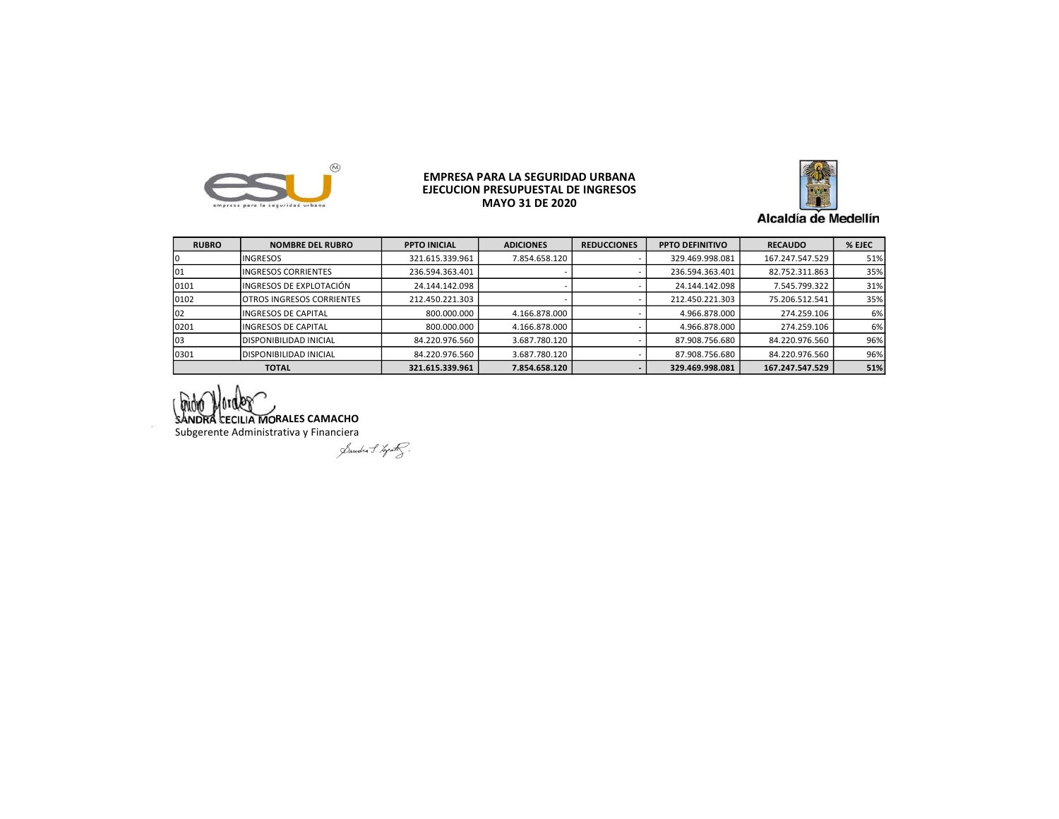**EMPRESA PARA LA SEGURIDAD URBANA**
**EJECUCION PRESUPUESTAL DE INGRESOS**
**MAYO 31 DE 2020**

| RUBRO | NOMBRE DEL RUBRO | PPTO INICIAL | ADICIONES | REDUCCIONES | PPTO DEFINITIVO | RECAUDO | % EJEC |
|---|---|---|---|---|---|---|---|
| 0 | INGRESOS | 321.615.339.961 | 7.854.658.120 | - | 329.469.998.081 | 167.247.547.529 | 51% |
| 01 | INGRESOS CORRIENTES | 236.594.363.401 | - | - | 236.594.363.401 | 82.752.311.863 | 35% |
| 0101 | INGRESOS DE EXPLOTACIÓN | 24.144.142.098 | - | - | 24.144.142.098 | 7.545.799.322 | 31% |
| 0102 | OTROS INGRESOS CORRIENTES | 212.450.221.303 | - | - | 212.450.221.303 | 75.206.512.541 | 35% |
| 02 | INGRESOS DE CAPITAL | 800.000.000 | 4.166.878.000 | - | 4.966.878.000 | 274.259.106 | 6% |
| 0201 | INGRESOS DE CAPITAL | 800.000.000 | 4.166.878.000 | - | 4.966.878.000 | 274.259.106 | 6% |
| 03 | DISPONIBILIDAD INICIAL | 84.220.976.560 | 3.687.780.120 | - | 87.908.756.680 | 84.220.976.560 | 96% |
| 0301 | DISPONIBILIDAD INICIAL | 84.220.976.560 | 3.687.780.120 | - | 87.908.756.680 | 84.220.976.560 | 96% |
| **TOTAL** | | **321.615.339.961** | **7.854.658.120** | **-** | **329.469.998.081** | **167.247.547.529** | **51%** |

**SANDRA CECILIA MORALES CAMACHO**
Subgerente Administrativa y Financiera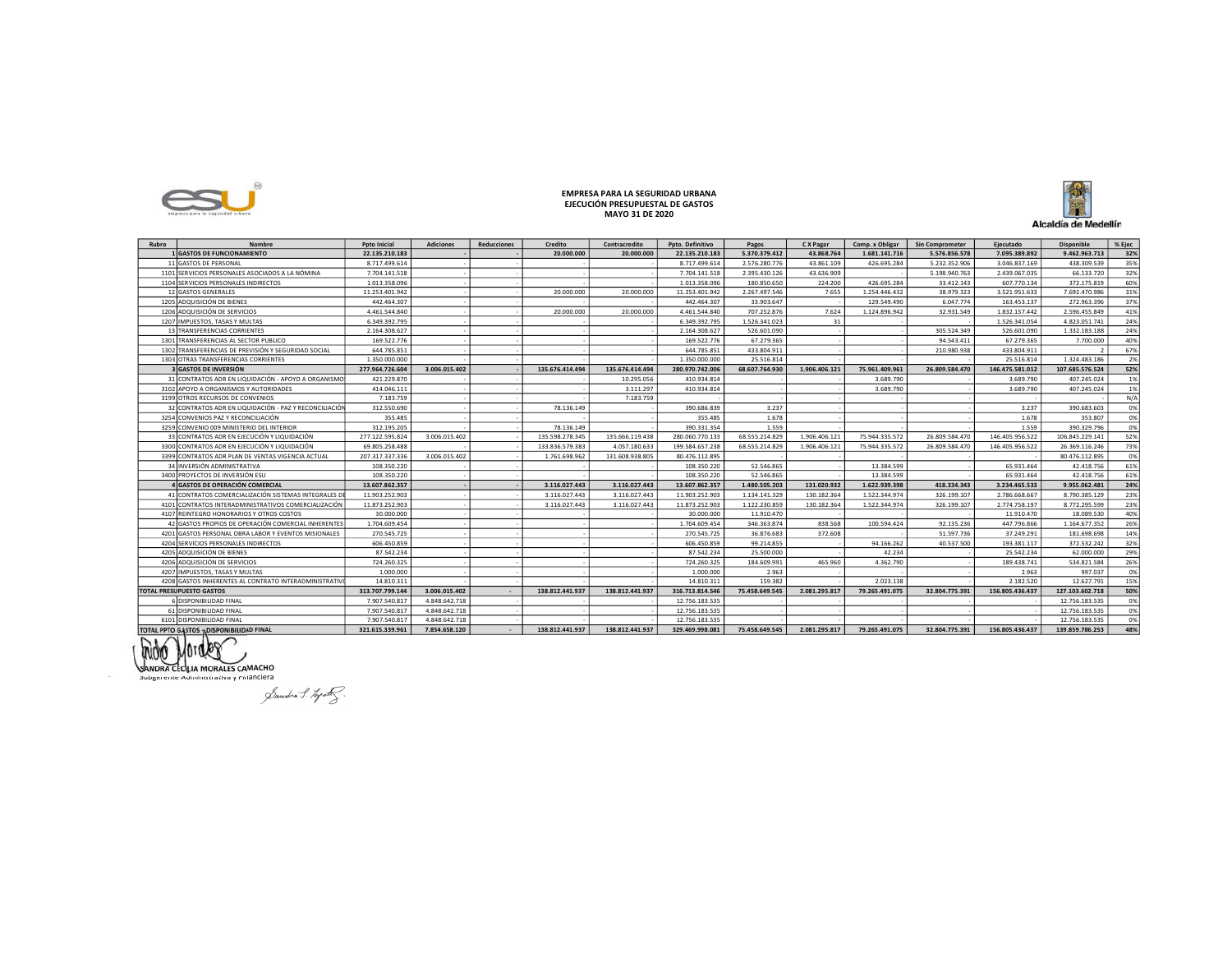# EMPRESA PARA LA SEGURIDAD URBANA
## EJECUCIÓN PRESUPUESTAL DE GASTOS
### MAYO 31 DE 2020

| Rubro | Nombre | Ppto Inicial | Adiciones | Reducciones | Credito | Contracredito | Ppto. Definitivo | Pagos | C X Pagar | Comp. x Obligar | Sin Comprometer | Ejecutado | Disponible | % Ejec |
|---|---|---|---|---|---|---|---|---|---|---|---|---|---|---|
| **1** | **GASTOS DE FUNCIONAMIENTO** | **22.135.210.183** | **-** | **-** | **20.000.000** | **20.000.000** | **22.135.210.183** | **5.370.379.412** | **43.868.764** | **1.681.141.716** | **5.576.856.578** | **7.095.389.892** | **9.462.963.713** | **32%** |
| 11 | GASTOS DE PERSONAL | 8.717.499.614 | - | - | - | - | 8.717.499.614 | 2.576.280.776 | 43.861.109 | 426.695.284 | 5.232.352.906 | 3.046.837.169 | 438.309.539 | 35% |
| 1101 | SERVICIOS PERSONALES ASOCIADOS A LA NÓMINA | 7.704.141.518 | - | - | - | - | 7.704.141.518 | 2.395.430.126 | 43.636.909 | - | 5.198.940.763 | 2.439.067.035 | 66.133.720 | 32% |
| 1104 | SERVICIOS PERSONALES INDIRECTOS | 1.013.358.096 | - | - | - | - | 1.013.358.096 | 180.850.650 | 224.200 | 426.695.284 | 33.412.143 | 607.770.134 | 372.175.819 | 60% |
| 12 | GASTOS GENERALES | 11.253.401.942 | - | - | 20.000.000 | 20.000.000 | 11.253.401.942 | 2.267.497.546 | 7.655 | 1.254.446.432 | 38.979.323 | 3.521.951.633 | 7.692.470.986 | 31% |
| 1205 | ADQUISICIÓN DE BIENES | 442.464.307 | - | - | - | - | 442.464.307 | 33.903.647 | - | 129.549.490 | 6.047.774 | 163.453.137 | 272.963.396 | 37% |
| 1206 | ADQUISICIÓN DE SERVICIOS | 4.461.544.840 | - | - | 20.000.000 | 20.000.000 | 4.461.544.840 | 707.252.876 | 7.624 | 1.124.896.942 | 32.931.549 | 1.832.157.442 | 2.596.455.849 | 41% |
| 1207 | IMPUESTOS, TASAS Y MULTAS | 6.349.392.795 | - | - | - | - | 6.349.392.795 | 1.526.341.023 | 31 | - | - | 1.526.341.054 | 4.823.051.741 | 24% |
| 13 | TRANSFERENCIAS CORRIENTES | 2.164.308.627 | - | - | - | - | 2.164.308.627 | 526.601.090 | - | - | 305.524.349 | 526.601.090 | 1.332.183.188 | 24% |
| 1301 | TRANSFERENCIAS AL SECTOR PUBLICO | 169.522.776 | - | - | - | - | 169.522.776 | 67.279.365 | - | - | 94.543.411 | 67.279.365 | 7.700.000 | 40% |
| 1302 | TRANSFERENCIAS DE PREVISIÓN Y SEGURIDAD SOCIAL | 644.785.851 | - | - | - | - | 644.785.851 | 433.804.911 | - | - | 210.980.938 | 433.804.911 | 2 | 67% |
| 1303 | OTRAS TRANSFERENCIAS CORRIENTES | 1.350.000.000 | - | - | - | - | 1.350.000.000 | 25.516.814 | - | - | - | 25.516.814 | 1.324.483.186 | 2% |
| **3** | **GASTOS DE INVERSIÓN** | **277.964.726.604** | **3.006.015.402** | **-** | **135.676.414.494** | **135.676.414.494** | **280.970.742.006** | **68.607.764.930** | **1.906.406.121** | **75.961.409.961** | **26.809.584.470** | **146.475.581.012** | **107.685.576.524** | **52%** |
| 31 | CONTRATOS ADR EN LIQUIDACIÓN - APOYO A ORGANISMO | 421.229.870 | - | - | - | 10.295.056 | 410.934.814 | - | - | 3.689.790 | - | 3.689.790 | 407.245.024 | 1% |
| 3102 | APOYO A ORGANISMOS Y AUTORIDADES | 414.046.111 | - | - | - | 3.111.297 | 410.934.814 | - | - | 3.689.790 | - | 3.689.790 | 407.245.024 | 1% |
| 3199 | OTROS RECURSOS DE CONVENIOS | 7.183.759 | - | - | - | 7.183.759 | - | - | - | - | - | - | - | N/A |
| 32 | CONTRATOS ADR EN LIQUIDACIÓN - PAZ Y RECONCILIACIÓN | 312.550.690 | - | - | 78.136.149 | - | 390.686.839 | 3.237 | - | - | - | 3.237 | 390.683.603 | 0% |
| 3254 | CONVENIOS PAZ Y RECONCILIACIÓN | 355.485 | - | - | - | - | 355.485 | 1.678 | - | - | - | 1.678 | 353.807 | 0% |
| 3259 | CONVENIO 009 MINISTERIO DEL INTERIOR | 312.195.205 | - | - | 78.136.149 | - | 390.331.354 | 1.559 | - | - | - | 1.559 | 390.329.796 | 0% |
| 33 | CONTRATOS ADR EN EJECUCIÓN Y LIQUIDACIÓN | 277.122.595.824 | 3.006.015.402 | - | 135.598.278.345 | 135.666.119.438 | 280.060.770.133 | 68.555.214.829 | 1.906.406.121 | 75.944.335.572 | 26.809.584.470 | 146.405.956.522 | 106.845.229.141 | 52% |
| 3300 | CONTRATOS ADR EN EJECUCIÓN Y LIQUIDACIÓN | 69.805.258.488 | - | - | 133.836.579.383 | 4.057.180.633 | 199.584.657.238 | 68.555.214.829 | 1.906.406.121 | 75.944.335.572 | 26.809.584.470 | 146.405.956.522 | 26.369.116.246 | 73% |
| 3399 | CONTRATOS ADR PLAN DE VENTAS VIGENCIA ACTUAL | 207.317.337.336 | 3.006.015.402 | - | 1.761.698.962 | 131.608.938.805 | 80.476.112.895 | - | - | - | - | - | 80.476.112.895 | 0% |
| 34 | INVERSIÓN ADMINISTRATIVA | 108.350.220 | - | - | - | - | 108.350.220 | 52.546.865 | - | 13.384.599 | - | 65.931.464 | 42.418.756 | 61% |
| 3400 | PROYECTOS DE INVERSIÓN ESU | 108.350.220 | - | - | - | - | 108.350.220 | 52.546.865 | - | 13.384.599 | - | 65.931.464 | 42.418.756 | 61% |
| **4** | **GASTOS DE OPERACIÓN COMERCIAL** | **13.607.862.357** | **-** | **-** | **3.116.027.443** | **3.116.027.443** | **13.607.862.357** | **1.480.505.203** | **131.020.932** | **1.622.939.398** | **418.334.343** | **3.234.465.533** | **9.955.062.481** | **24%** |
| 41 | CONTRATOS COMERCIALIZACIÓN SISTEMAS INTEGRALES DE | 11.903.252.903 | - | - | 3.116.027.443 | 3.116.027.443 | 11.903.252.903 | 1.134.141.329 | 130.182.364 | 1.522.344.974 | 326.199.107 | 2.786.668.667 | 8.790.385.129 | 23% |
| 4101 | CONTRATOS INTERADMINISTRATIVOS COMERCIALIZACIÓN | 11.873.252.903 | - | - | 3.116.027.443 | 3.116.027.443 | 11.873.252.903 | 1.122.230.859 | 130.182.364 | 1.522.344.974 | 326.199.107 | 2.774.758.197 | 8.772.295.599 | 23% |
| 4107 | REINTEGRO HONORARIOS Y OTROS COSTOS | 30.000.000 | - | - | - | - | 30.000.000 | 11.910.470 | - | - | - | 11.910.470 | 18.089.530 | 40% |
| 42 | GASTOS PROPIOS DE OPERACIÓN COMERCIAL INHERENTES | 1.704.609.454 | - | - | - | - | 1.704.609.454 | 346.363.874 | 838.568 | 100.594.424 | 92.135.236 | 447.796.866 | 1.164.677.352 | 26% |
| 4201 | GASTOS PERSONAL OBRA LABOR Y EVENTOS MISIONALES | 270.545.725 | - | - | - | - | 270.545.725 | 36.876.683 | 372.608 | - | 51.597.736 | 37.249.291 | 181.698.698 | 14% |
| 4204 | SERVICIOS PERSONALES INDIRECTOS | 606.450.859 | - | - | - | - | 606.450.859 | 99.214.855 | - | 94.166.262 | 40.537.500 | 193.381.117 | 372.532.242 | 32% |
| 4205 | ADQUISICIÓN DE BIENES | 87.542.234 | - | - | - | - | 87.542.234 | 25.500.000 | - | 42.234 | - | 25.542.234 | 62.000.000 | 29% |
| 4206 | ADQUISICIÓN DE SERVICIOS | 724.260.325 | - | - | - | - | 724.260.325 | 184.609.991 | 465.960 | 4.362.790 | - | 189.438.741 | 534.821.584 | 26% |
| 4207 | IMPUESTOS, TASAS Y MULTAS | 1.000.000 | - | - | - | - | 1.000.000 | 2.963 | - | - | - | 2.963 | 997.037 | 0% |
| 4208 | GASTOS INHERENTES AL CONTRATO INTERADMINISTRATIVO | 14.810.311 | - | - | - | - | 14.810.311 | 159.382 | - | 2.023.138 | - | 2.182.520 | 12.627.791 | 15% |
| **TOTAL PRESUPUESTO GASTOS** | | **313.707.799.144** | **3.006.015.402** | **-** | **138.812.441.937** | **138.812.441.937** | **316.713.814.546** | **75.458.649.545** | **2.081.295.817** | **79.265.491.075** | **32.804.775.391** | **156.805.436.437** | **127.103.602.718** | **50%** |
| 6 | DISPONIBILIDAD FINAL | 7.907.540.817 | 4.848.642.718 | - | - | - | 12.756.183.535 | - | - | - | - | - | 12.756.183.535 | 0% |
| 61 | DISPONIBILIDAD FINAL | 7.907.540.817 | 4.848.642.718 | - | - | - | 12.756.183.535 | - | - | - | - | - | 12.756.183.535 | 0% |
| 6101 | DISPONIBILIDAD FINAL | 7.907.540.817 | 4.848.642.718 | - | - | - | 12.756.183.535 | - | - | - | - | - | 12.756.183.535 | 0% |
| **TOTAL PPTO GASTOS + DISPONIBILIDAD FINAL** | | **321.615.339.961** | **7.854.658.120** | **-** | **138.812.441.937** | **138.812.441.937** | **329.469.998.081** | **75.458.649.545** | **2.081.295.817** | **79.265.491.075** | **32.804.775.391** | **156.805.436.437** | **139.859.786.253** | **48%** |

SANDRA CECILIA MORALES CAMACHO
Subgerente Administrativa y Financiera